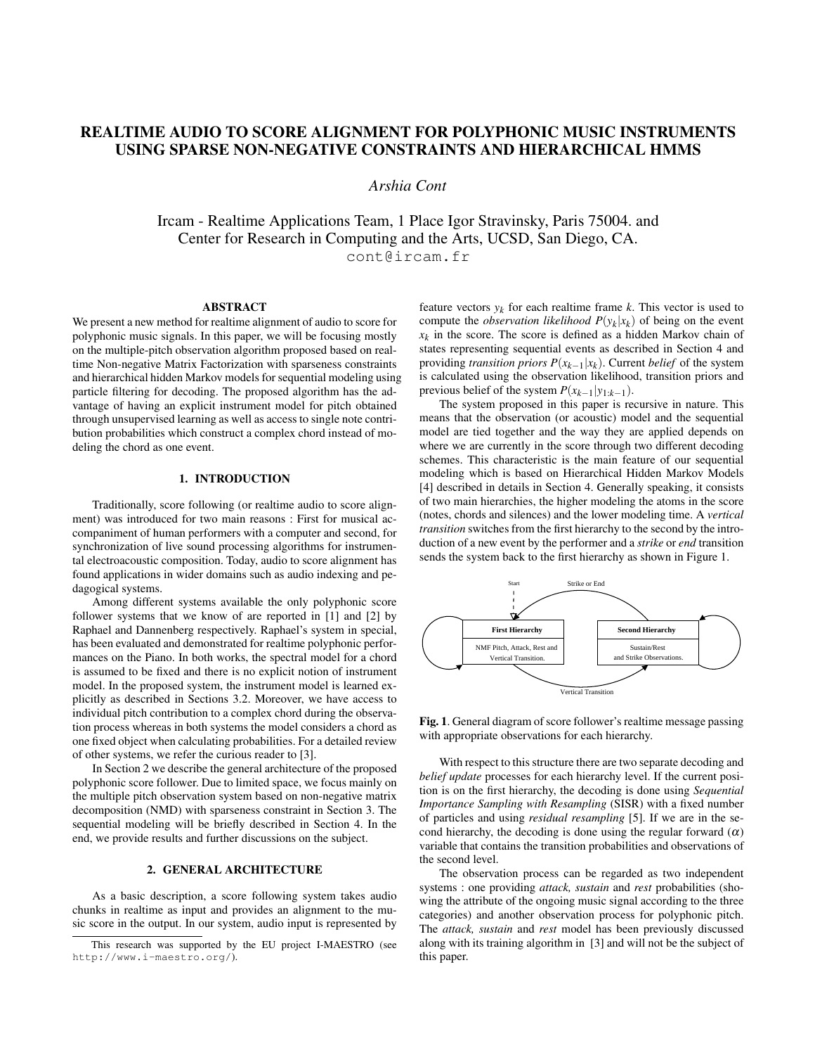# REALTIME AUDIO TO SCORE ALIGNMENT FOR POLYPHONIC MUSIC INSTRUMENTS USING SPARSE NON-NEGATIVE CONSTRAINTS AND HIERARCHICAL HMMS

*Arshia Cont*

Ircam - Realtime Applications Team, 1 Place Igor Stravinsky, Paris 75004. and
Center for Research in Computing and the Arts, UCSD, San Diego, CA.
cont@ircam.fr

## ABSTRACT

We present a new method for realtime alignment of audio to score for polyphonic music signals. In this paper, we will be focusing mostly on the multiple-pitch observation algorithm proposed based on realtime Non-negative Matrix Factorization with sparseness constraints and hierarchical hidden Markov models for sequential modeling using particle filtering for decoding. The proposed algorithm has the advantage of having an explicit instrument model for pitch obtained through unsupervised learning as well as access to single note contribution probabilities which construct a complex chord instead of modeling the chord as one event.

## 1. INTRODUCTION

Traditionally, score following (or realtime audio to score alignment) was introduced for two main reasons : First for musical accompaniment of human performers with a computer and second, for synchronization of live sound processing algorithms for instrumental electroacoustic composition. Today, audio to score alignment has found applications in wider domains such as audio indexing and pedagogical systems.

Among different systems available the only polyphonic score follower systems that we know of are reported in [1] and [2] by Raphael and Dannenberg respectively. Raphael's system in special, has been evaluated and demonstrated for realtime polyphonic performances on the Piano. In both works, the spectral model for a chord is assumed to be fixed and there is no explicit notion of instrument model. In the proposed system, the instrument model is learned explicitly as described in Sections 3.2. Moreover, we have access to individual pitch contribution to a complex chord during the observation process whereas in both systems the model considers a chord as one fixed object when calculating probabilities. For a detailed review of other systems, we refer the curious reader to [3].

In Section 2 we describe the general architecture of the proposed polyphonic score follower. Due to limited space, we focus mainly on the multiple pitch observation system based on non-negative matrix decomposition (NMD) with sparseness constraint in Section 3. The sequential modeling will be briefly described in Section 4. In the end, we provide results and further discussions on the subject.

## 2. GENERAL ARCHITECTURE

As a basic description, a score following system takes audio chunks in realtime as input and provides an alignment to the music score in the output. In our system, audio input is represented by feature vectors $y_k$ for each realtime frame $k$. This vector is used to compute the *observation likelihood* $P(y_k|x_k)$ of being on the event $x_k$ in the score. The score is defined as a hidden Markov chain of states representing sequential events as described in Section 4 and providing *transition priors* $P(x_{k-1}|x_k)$. Current *belief* of the system is calculated using the observation likelihood, transition priors and previous belief of the system $P(x_{k-1}|y_{1:k-1})$.

The system proposed in this paper is recursive in nature. This means that the observation (or acoustic) model and the sequential model are tied together and the way they are applied depends on where we are currently in the score through two different decoding schemes. This characteristic is the main feature of our sequential modeling which is based on Hierarchical Hidden Markov Models [4] described in details in Section 4. Generally speaking, it consists of two main hierarchies, the higher modeling the atoms in the score (notes, chords and silences) and the lower modeling time. A *vertical transition* switches from the first hierarchy to the second by the introduction of a new event by the performer and a *strike* or *end* transition sends the system back to the first hierarchy as shown in Figure 1.

**Fig. 1**. General diagram of score follower's realtime message passing with appropriate observations for each hierarchy.

With respect to this structure there are two separate decoding and *belief update* processes for each hierarchy level. If the current position is on the first hierarchy, the decoding is done using *Sequential Importance Sampling with Resampling* (SISR) with a fixed number of particles and using *residual resampling* [5]. If we are in the second hierarchy, the decoding is done using the regular forward ($\alpha$) variable that contains the transition probabilities and observations of the second level.

The observation process can be regarded as two independent systems : one providing *attack, sustain* and *rest* probabilities (showing the attribute of the ongoing music signal according to the three categories) and another observation process for polyphonic pitch. The *attack, sustain* and *rest* model has been previously discussed along with its training algorithm in [3] and will not be the subject of this paper.

This research was supported by the EU project I-MAESTRO (see http://www.i-maestro.org/).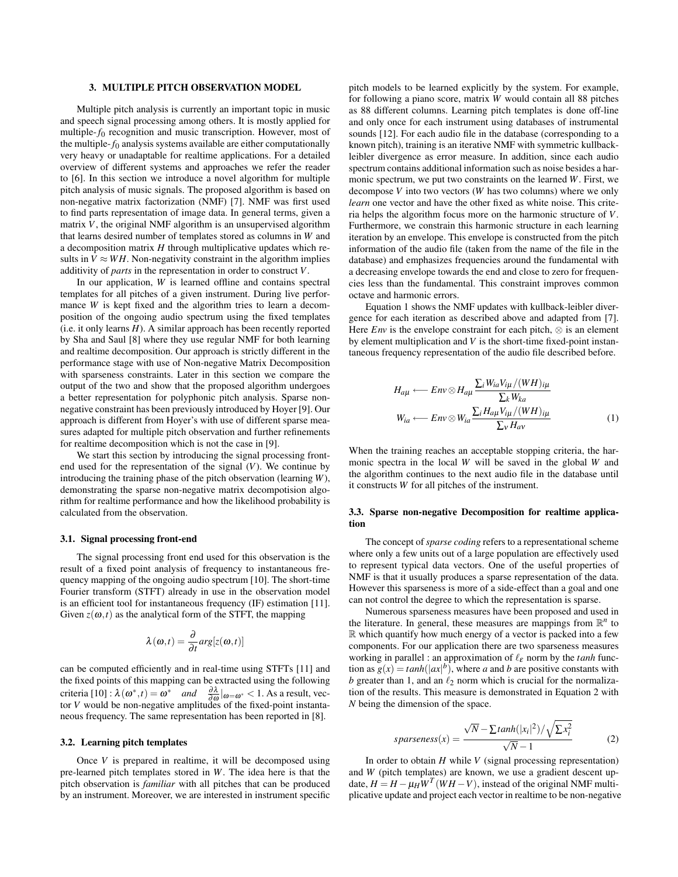## 3. MULTIPLE PITCH OBSERVATION MODEL

Multiple pitch analysis is currently an important topic in music and speech signal processing among others. It is mostly applied for multiple-$f_0$ recognition and music transcription. However, most of the multiple-$f_0$ analysis systems available are either computationally very heavy or unadaptable for realtime applications. For a detailed overview of different systems and approaches we refer the reader to [6]. In this section we introduce a novel algorithm for multiple pitch analysis of music signals. The proposed algorithm is based on non-negative matrix factorization (NMF) [7]. NMF was first used to find parts representation of image data. In general terms, given a matrix $V$, the original NMF algorithm is an unsupervised algorithm that learns desired number of templates stored as columns in $W$ and a decomposition matrix $H$ through multiplicative updates which results in $V \approx WH$. Non-negativity constraint in the algorithm implies additivity of *parts* in the representation in order to construct $V$.

In our application, $W$ is learned offline and contains spectral templates for all pitches of a given instrument. During live performance $W$ is kept fixed and the algorithm tries to learn a decomposition of the ongoing audio spectrum using the fixed templates (i.e. it only learns $H$). A similar approach has been recently reported by Sha and Saul [8] where they use regular NMF for both learning and realtime decomposition. Our approach is strictly different in the performance stage with use of Non-negative Matrix Decomposition with sparseness constraints. Later in this section we compare the output of the two and show that the proposed algorithm undergoes a better representation for polyphonic pitch analysis. Sparse non-negative constraint has been previously introduced by Hoyer [9]. Our approach is different from Hoyer's with use of different sparse measures adapted for multiple pitch observation and further refinements for realtime decomposition which is not the case in [9].

We start this section by introducing the signal processing front-end used for the representation of the signal ($V$). We continue by introducing the training phase of the pitch observation (learning $W$), demonstrating the sparse non-negative matrix decompotision algorithm for realtime performance and how the likelihood probability is calculated from the observation.

### 3.1. Signal processing front-end

The signal processing front end used for this observation is the result of a fixed point analysis of frequency to instantaneous frequency mapping of the ongoing audio spectrum [10]. The short-time Fourier transform (STFT) already in use in the observation model is an efficient tool for instantaneous frequency (IF) estimation [11]. Given $z(\omega,t)$ as the analytical form of the STFT, the mapping

$$\lambda(\omega,t) = \frac{\partial}{\partial t} arg[z(\omega,t)]$$

can be computed efficiently and in real-time using STFTs [11] and the fixed points of this mapping can be extracted using the following criteria [10] : $\lambda(\omega^*,t) = \omega^*$ *and* $\frac{\partial \lambda}{\partial \omega}|_{\omega=\omega^*} < 1$. As a result, vector $V$ would be non-negative amplitudes of the fixed-point instantaneous frequency. The same representation has been reported in [8].

### 3.2. Learning pitch templates

Once $V$ is prepared in realtime, it will be decomposed using pre-learned pitch templates stored in $W$. The idea here is that the pitch observation is *familiar* with all pitches that can be produced by an instrument. Moreover, we are interested in instrument specific pitch models to be learned explicitly by the system. For example, for following a piano score, matrix $W$ would contain all 88 pitches as 88 different columns. Learning pitch templates is done off-line and only once for each instrument using databases of instrumental sounds [12]. For each audio file in the database (corresponding to a known pitch), training is an iterative NMF with symmetric kullback-leibler divergence as error measure. In addition, since each audio spectrum contains additional information such as noise besides a harmonic spectrum, we put two constraints on the learned $W$. First, we decompose $V$ into two vectors ($W$ has two columns) where we only *learn* one vector and have the other fixed as white noise. This criteria helps the algorithm focus more on the harmonic structure of $V$. Furthermore, we constrain this harmonic structure in each learning iteration by an envelope. This envelope is constructed from the pitch information of the audio file (taken from the name of the file in the database) and emphasizes frequencies around the fundamental with a decreasing envelope towards the end and close to zero for frequencies less than the fundamental. This constraint improves common octave and harmonic errors.

Equation 1 shows the NMF updates with kullback-leibler divergence for each iteration as described above and adapted from [7]. Here $Env$ is the envelope constraint for each pitch, $\otimes$ is an element by element multiplication and $V$ is the short-time fixed-point instantaneous frequency representation of the audio file described before.

$$\begin{aligned} H_{a\mu} &\longleftarrow Env \otimes H_{a\mu} \frac{\sum_i W_{ia} V_{i\mu}/(WH)_{i\mu}}{\sum_k W_{ka}} \\ W_{ia} &\longleftarrow Env \otimes W_{ia} \frac{\sum_i H_{a\mu} V_{i\mu}/(WH)_{i\mu}}{\sum_v H_{av}} \end{aligned} \tag{1}$$

When the training reaches an acceptable stopping criteria, the harmonic spectra in the local $W$ will be saved in the global $W$ and the algorithm continues to the next audio file in the database until it constructs $W$ for all pitches of the instrument.

### 3.3. Sparse non-negative Decomposition for realtime application

The concept of *sparse coding* refers to a representational scheme where only a few units out of a large population are effectively used to represent typical data vectors. One of the useful properties of NMF is that it usually produces a sparse representation of the data. However this sparseness is more of a side-effect than a goal and one can not control the degree to which the representation is sparse.

Numerous sparseness measures have been proposed and used in the literature. In general, these measures are mappings from $\mathbb{R}^n$ to $\mathbb{R}$ which quantify how much energy of a vector is packed into a few components. For our application there are two sparseness measures working in parallel : an approximation of $\ell_\varepsilon$ norm by the *tanh* function as $g(x) = tanh(|ax|^b)$, where $a$ and $b$ are positive constants with $b$ greater than 1, and an $\ell_2$ norm which is crucial for the normalization of the results. This measure is demonstrated in Equation 2 with $N$ being the dimension of the space.

$$sparseness(x) = \frac{\sqrt{N} - \sum tanh(|x_i|^2)/\sqrt{\sum x_i^2}}{\sqrt{N}-1} \tag{2}$$

In order to obtain $H$ while $V$ (signal processing representation) and $W$ (pitch templates) are known, we use a gradient descent update, $H = H - \mu_H W^T(WH - V)$, instead of the original NMF multiplicative update and project each vector in realtime to be non-negative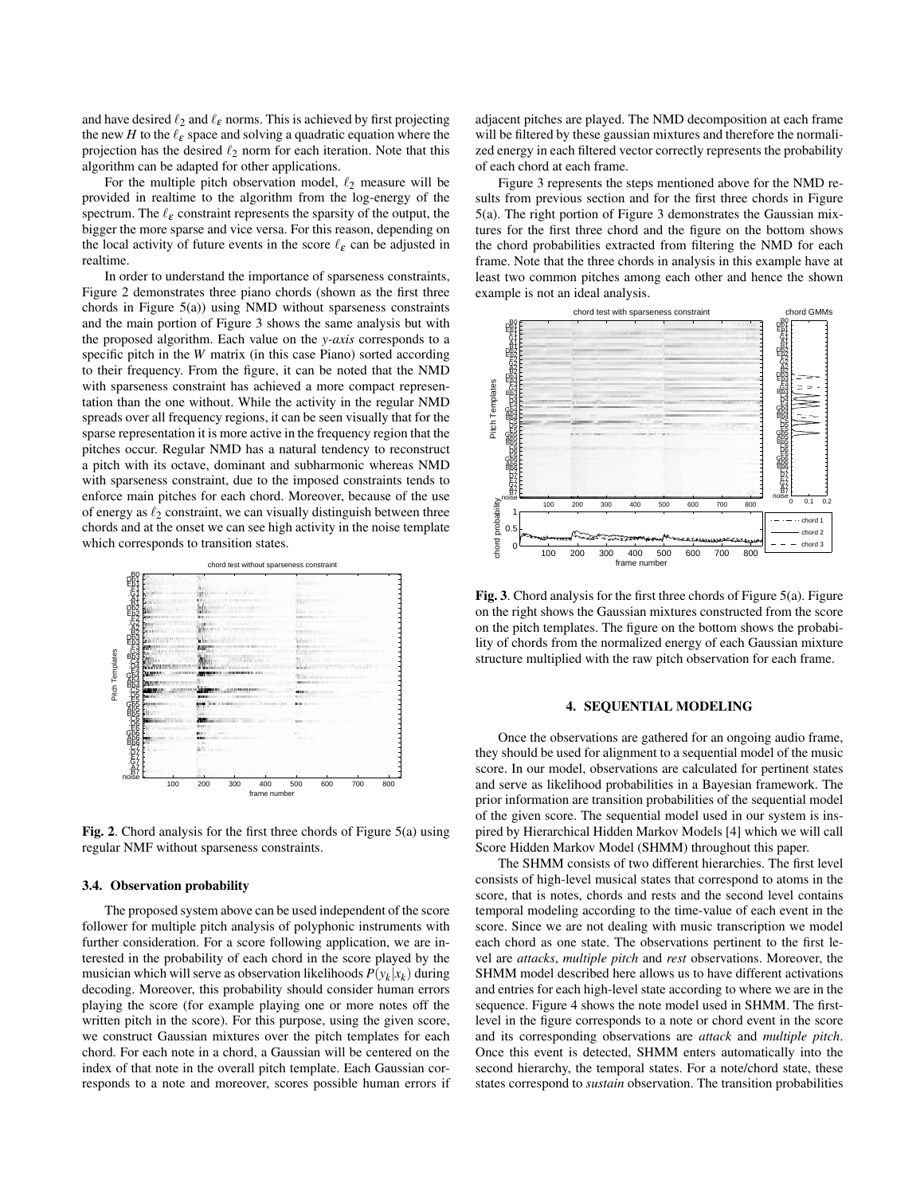and have desired $\ell_2$ and $\ell_\varepsilon$ norms. This is achieved by first projecting the new $H$ to the $\ell_\varepsilon$ space and solving a quadratic equation where the projection has the desired $\ell_2$ norm for each iteration. Note that this algorithm can be adapted for other applications.

For the multiple pitch observation model, $\ell_2$ measure will be provided in realtime to the algorithm from the log-energy of the spectrum. The $\ell_\varepsilon$ constraint represents the sparsity of the output, the bigger the more sparse and vice versa. For this reason, depending on the local activity of future events in the score $\ell_\varepsilon$ can be adjusted in realtime.

In order to understand the importance of sparseness constraints, Figure 2 demonstrates three piano chords (shown as the first three chords in Figure 5(a)) using NMD without sparseness constraints and the main portion of Figure 3 shows the same analysis but with the proposed algorithm. Each value on the *y-axis* corresponds to a specific pitch in the $W$ matrix (in this case Piano) sorted according to their frequency. From the figure, it can be noted that the NMD with sparseness constraint has achieved a more compact representation than the one without. While the activity in the regular NMD spreads over all frequency regions, it can be seen visually that for the sparse representation it is more active in the frequency region that the pitches occur. Regular NMD has a natural tendency to reconstruct a pitch with its octave, dominant and subharmonic whereas NMD with sparseness constraint, due to the imposed constraints tends to enforce main pitches for each chord. Moreover, because of the use of energy as $\ell_2$ constraint, we can visually distinguish between three chords and at the onset we can see high activity in the noise template which corresponds to transition states.

**Fig. 2**. Chord analysis for the first three chords of Figure 5(a) using regular NMF without sparseness constraints.

### 3.4. Observation probability

The proposed system above can be used independent of the score follower for multiple pitch analysis of polyphonic instruments with further consideration. For a score following application, we are interested in the probability of each chord in the score played by the musician which will serve as observation likelihoods $P(y_k|x_k)$ during decoding. Moreover, this probability should consider human errors playing the score (for example playing one or more notes off the written pitch in the score). For this purpose, using the given score, we construct Gaussian mixtures over the pitch templates for each chord. For each note in a chord, a Gaussian will be centered on the index of that note in the overall pitch template. Each Gaussian corresponds to a note and moreover, scores possible human errors if adjacent pitches are played. The NMD decomposition at each frame will be filtered by these gaussian mixtures and therefore the normalized energy in each filtered vector correctly represents the probability of each chord at each frame.

Figure 3 represents the steps mentioned above for the NMD results from previous section and for the first three chords in Figure 5(a). The right portion of Figure 3 demonstrates the Gaussian mixtures for the first three chord and the figure on the bottom shows the chord probabilities extracted from filtering the NMD for each frame. Note that the three chords in analysis in this example have at least two common pitches among each other and hence the shown example is not an ideal analysis.

**Fig. 3**. Chord analysis for the first three chords of Figure 5(a). Figure on the right shows the Gaussian mixtures constructed from the score on the pitch templates. The figure on the bottom shows the probability of chords from the normalized energy of each Gaussian mixture structure multiplied with the raw pitch observation for each frame.

## 4. SEQUENTIAL MODELING

Once the observations are gathered for an ongoing audio frame, they should be used for alignment to a sequential model of the music score. In our model, observations are calculated for pertinent states and serve as likelihood probabilities in a Bayesian framework. The prior information are transition probabilities of the sequential model of the given score. The sequential model used in our system is inspired by Hierarchical Hidden Markov Models [4] which we will call Score Hidden Markov Model (SHMM) throughout this paper.

The SHMM consists of two different hierarchies. The first level consists of high-level musical states that correspond to atoms in the score, that is notes, chords and rests and the second level contains temporal modeling according to the time-value of each event in the score. Since we are not dealing with music transcription we model each chord as one state. The observations pertinent to the first level are *attacks*, *multiple pitch* and *rest* observations. Moreover, the SHMM model described here allows us to have different activations and entries for each high-level state according to where we are in the sequence. Figure 4 shows the note model used in SHMM. The first-level in the figure corresponds to a note or chord event in the score and its corresponding observations are *attack* and *multiple pitch*. Once this event is detected, SHMM enters automatically into the second hierarchy, the temporal states. For a note/chord state, these states correspond to *sustain* observation. The transition probabilities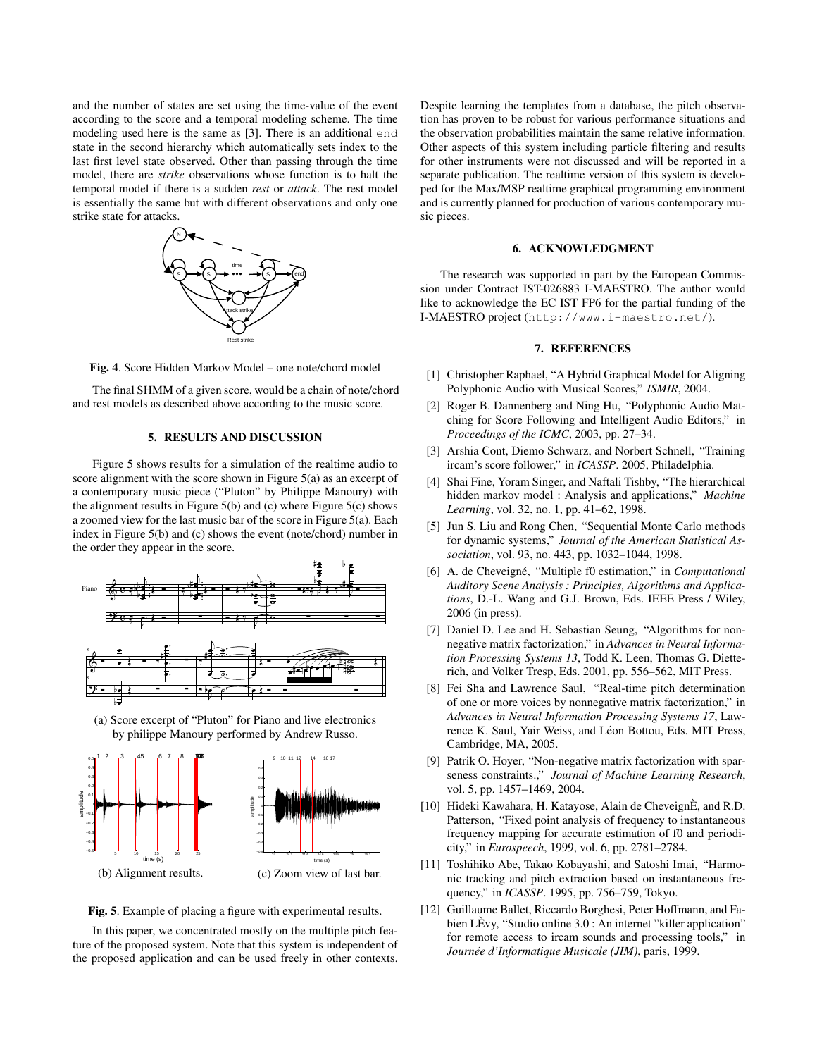and the number of states are set using the time-value of the event according to the score and a temporal modeling scheme. The time modeling used here is the same as [3]. There is an additional `end` state in the second hierarchy which automatically sets index to the last first level state observed. Other than passing through the time model, there are *strike* observations whose function is to halt the temporal model if there is a sudden *rest* or *attack*. The rest model is essentially the same but with different observations and only one strike state for attacks.

N
S
S
time
...
S
end
Attack strike
Rest strike

**Fig. 4**. Score Hidden Markov Model – one note/chord model

The final SHMM of a given score, would be a chain of note/chord and rest models as described above according to the music score.

## 5. RESULTS AND DISCUSSION

Figure 5 shows results for a simulation of the realtime audio to score alignment with the score shown in Figure 5(a) as an excerpt of a contemporary music piece ("Pluton" by Philippe Manoury) with the alignment results in Figure 5(b) and (c) where Figure 5(c) shows a zoomed view for the last music bar of the score in Figure 5(a). Each index in Figure 5(b) and (c) shows the event (note/chord) number in the order they appear in the score.

Piano

(a) Score excerpt of "Pluton" for Piano and live electronics by philippe Manoury performed by Andrew Russo.

1 2 3 45 6 7 8
amplitude
time (s)

(b) Alignment results.

9 10 11 12 14 16 17
amplitude
time (s)

(c) Zoom view of last bar.

**Fig. 5**. Example of placing a figure with experimental results.

In this paper, we concentrated mostly on the multiple pitch feature of the proposed system. Note that this system is independent of the proposed application and can be used freely in other contexts. Despite learning the templates from a database, the pitch observation has proven to be robust for various performance situations and the observation probabilities maintain the same relative information. Other aspects of this system including particle filtering and results for other instruments were not discussed and will be reported in a separate publication. The realtime version of this system is developed for the Max/MSP realtime graphical programming environment and is currently planned for production of various contemporary music pieces.

## 6. ACKNOWLEDGMENT

The research was supported in part by the European Commission under Contract IST-026883 I-MAESTRO. The author would like to acknowledge the EC IST FP6 for the partial funding of the I-MAESTRO project (`http://www.i-maestro.net/`).

## 7. REFERENCES

[1] Christopher Raphael, "A Hybrid Graphical Model for Aligning Polyphonic Audio with Musical Scores," *ISMIR*, 2004.

[2] Roger B. Dannenberg and Ning Hu, "Polyphonic Audio Matching for Score Following and Intelligent Audio Editors," in *Proceedings of the ICMC*, 2003, pp. 27–34.

[3] Arshia Cont, Diemo Schwarz, and Norbert Schnell, "Training ircam's score follower," in *ICASSP*. 2005, Philadelphia.

[4] Shai Fine, Yoram Singer, and Naftali Tishby, "The hierarchical hidden markov model : Analysis and applications," *Machine Learning*, vol. 32, no. 1, pp. 41–62, 1998.

[5] Jun S. Liu and Rong Chen, "Sequential Monte Carlo methods for dynamic systems," *Journal of the American Statistical Association*, vol. 93, no. 443, pp. 1032–1044, 1998.

[6] A. de Cheveigné, "Multiple f0 estimation," in *Computational Auditory Scene Analysis : Principles, Algorithms and Applications*, D.-L. Wang and G.J. Brown, Eds. IEEE Press / Wiley, 2006 (in press).

[7] Daniel D. Lee and H. Sebastian Seung, "Algorithms for non-negative matrix factorization," in *Advances in Neural Information Processing Systems 13*, Todd K. Leen, Thomas G. Dietterich, and Volker Tresp, Eds. 2001, pp. 556–562, MIT Press.

[8] Fei Sha and Lawrence Saul, "Real-time pitch determination of one or more voices by nonnegative matrix factorization," in *Advances in Neural Information Processing Systems 17*, Lawrence K. Saul, Yair Weiss, and Léon Bottou, Eds. MIT Press, Cambridge, MA, 2005.

[9] Patrik O. Hoyer, "Non-negative matrix factorization with sparseness constraints.," *Journal of Machine Learning Research*, vol. 5, pp. 1457–1469, 2004.

[10] Hideki Kawahara, H. Katayose, Alain de CheveignÈ, and R.D. Patterson, "Fixed point analysis of frequency to instantaneous frequency mapping for accurate estimation of f0 and periodicity," in *Eurospeech*, 1999, vol. 6, pp. 2781–2784.

[11] Toshihiko Abe, Takao Kobayashi, and Satoshi Imai, "Harmonic tracking and pitch extraction based on instantaneous frequency," in *ICASSP*. 1995, pp. 756–759, Tokyo.

[12] Guillaume Ballet, Riccardo Borghesi, Peter Hoffmann, and Fabien LÈvy, "Studio online 3.0 : An internet "killer application" for remote access to ircam sounds and processing tools," in *Journée d'Informatique Musicale (JIM)*, paris, 1999.